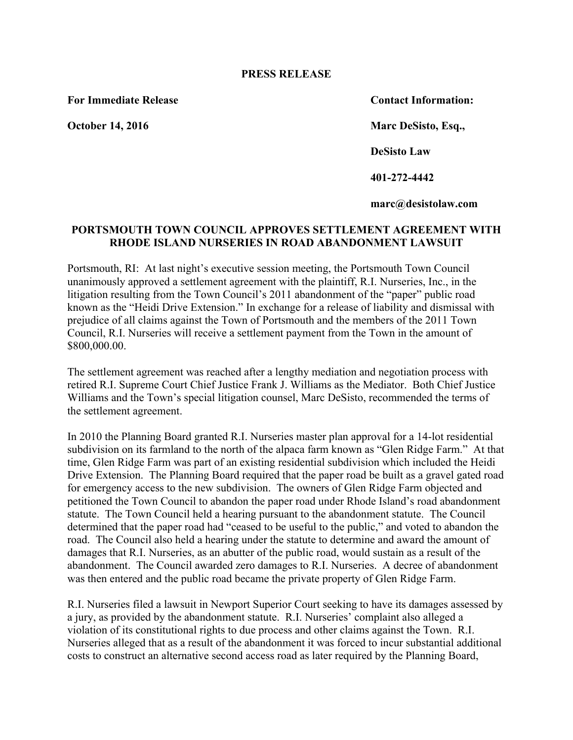**PRESS RELEASE**

**For Immediate Release**

**October 14, 2016**

**Contact Information:**

**Marc DeSisto, Esq.,**

**DeSisto Law**

**401-272-4442**

**marc@desistolaw.com**

## PORTSMOUTH TOWN COUNCIL APPROVES SETTLEMENT AGREEMENT WITH RHODE ISLAND NURSERIES IN ROAD ABANDONMENT LAWSUIT

Portsmouth, RI: At last night's executive session meeting, the Portsmouth Town Council unanimously approved a settlement agreement with the plaintiff, R.I. Nurseries, Inc., in the litigation resulting from the Town Council's 2011 abandonment of the "paper" public road known as the "Heidi Drive Extension." In exchange for a release of liability and dismissal with prejudice of all claims against the Town of Portsmouth and the members of the 2011 Town Council, R.I. Nurseries will receive a settlement payment from the Town in the amount of $800,000.00.

The settlement agreement was reached after a lengthy mediation and negotiation process with retired R.I. Supreme Court Chief Justice Frank J. Williams as the Mediator. Both Chief Justice Williams and the Town's special litigation counsel, Marc DeSisto, recommended the terms of the settlement agreement.

In 2010 the Planning Board granted R.I. Nurseries master plan approval for a 14-lot residential subdivision on its farmland to the north of the alpaca farm known as "Glen Ridge Farm." At that time, Glen Ridge Farm was part of an existing residential subdivision which included the Heidi Drive Extension. The Planning Board required that the paper road be built as a gravel gated road for emergency access to the new subdivision. The owners of Glen Ridge Farm objected and petitioned the Town Council to abandon the paper road under Rhode Island's road abandonment statute. The Town Council held a hearing pursuant to the abandonment statute. The Council determined that the paper road had "ceased to be useful to the public," and voted to abandon the road. The Council also held a hearing under the statute to determine and award the amount of damages that R.I. Nurseries, as an abutter of the public road, would sustain as a result of the abandonment. The Council awarded zero damages to R.I. Nurseries. A decree of abandonment was then entered and the public road became the private property of Glen Ridge Farm.

R.I. Nurseries filed a lawsuit in Newport Superior Court seeking to have its damages assessed by a jury, as provided by the abandonment statute. R.I. Nurseries' complaint also alleged a violation of its constitutional rights to due process and other claims against the Town. R.I. Nurseries alleged that as a result of the abandonment it was forced to incur substantial additional costs to construct an alternative second access road as later required by the Planning Board,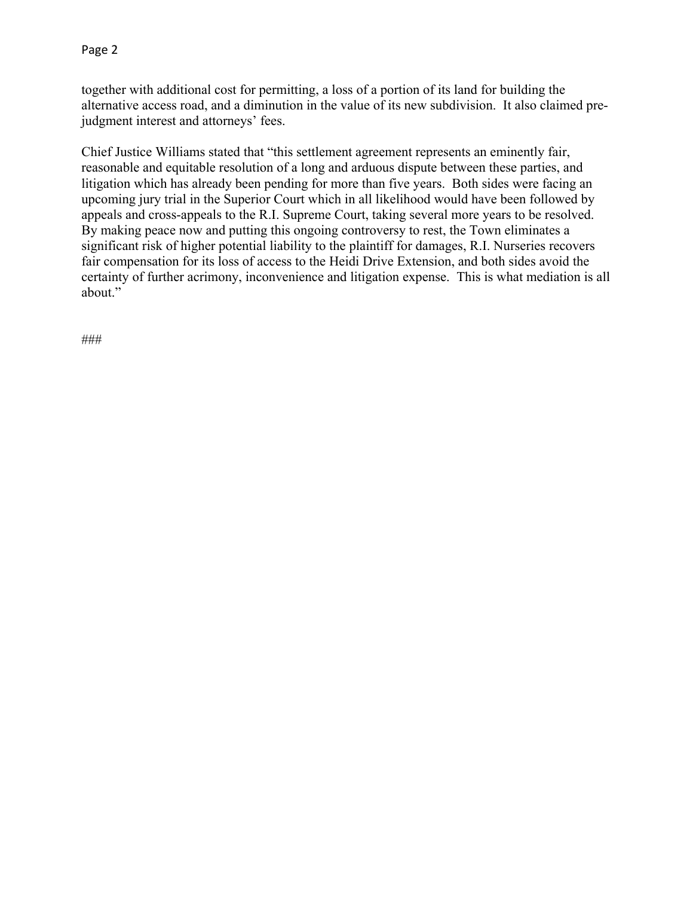together with additional cost for permitting, a loss of a portion of its land for building the alternative access road, and a diminution in the value of its new subdivision. It also claimed pre-judgment interest and attorneys' fees.

Chief Justice Williams stated that "this settlement agreement represents an eminently fair, reasonable and equitable resolution of a long and arduous dispute between these parties, and litigation which has already been pending for more than five years. Both sides were facing an upcoming jury trial in the Superior Court which in all likelihood would have been followed by appeals and cross-appeals to the R.I. Supreme Court, taking several more years to be resolved. By making peace now and putting this ongoing controversy to rest, the Town eliminates a significant risk of higher potential liability to the plaintiff for damages, R.I. Nurseries recovers fair compensation for its loss of access to the Heidi Drive Extension, and both sides avoid the certainty of further acrimony, inconvenience and litigation expense. This is what mediation is all about."

###